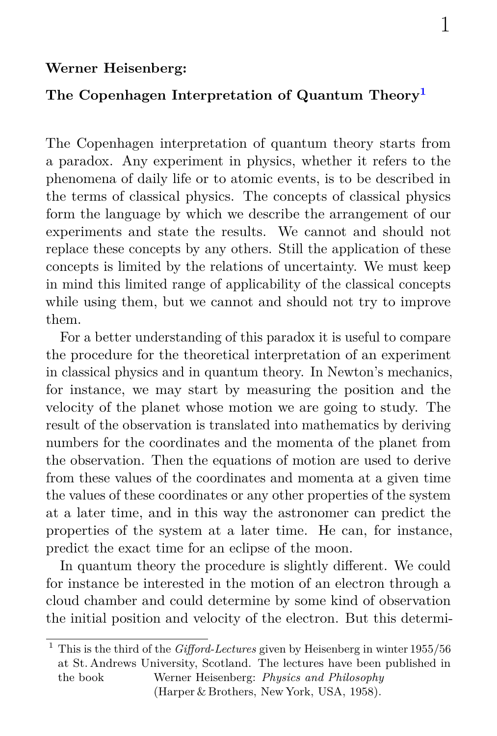**Werner Heisenberg:**

## The Copenhagen Interpretation of Quantum Theory[1]

The Copenhagen interpretation of quantum theory starts from a paradox. Any experiment in physics, whether it refers to the phenomena of daily life or to atomic events, is to be described in the terms of classical physics. The concepts of classical physics form the language by which we describe the arrangement of our experiments and state the results. We cannot and should not replace these concepts by any others. Still the application of these concepts is limited by the relations of uncertainty. We must keep in mind this limited range of applicability of the classical concepts while using them, but we cannot and should not try to improve them.

For a better understanding of this paradox it is useful to compare the procedure for the theoretical interpretation of an experiment in classical physics and in quantum theory. In Newton's mechanics, for instance, we may start by measuring the position and the velocity of the planet whose motion we are going to study. The result of the observation is translated into mathematics by deriving numbers for the coordinates and the momenta of the planet from the observation. Then the equations of motion are used to derive from these values of the coordinates and momenta at a given time the values of these coordinates or any other properties of the system at a later time, and in this way the astronomer can predict the properties of the system at a later time. He can, for instance, predict the exact time for an eclipse of the moon.

In quantum theory the procedure is slightly different. We could for instance be interested in the motion of an electron through a cloud chamber and could determine by some kind of observation the initial position and velocity of the electron. But this determi-

---

[1] This is the third of the *Gifford-Lectures* given by Heisenberg in winter 1955/56 at St. Andrews University, Scotland. The lectures have been published in the book Werner Heisenberg: *Physics and Philosophy* (Harper & Brothers, New York, USA, 1958).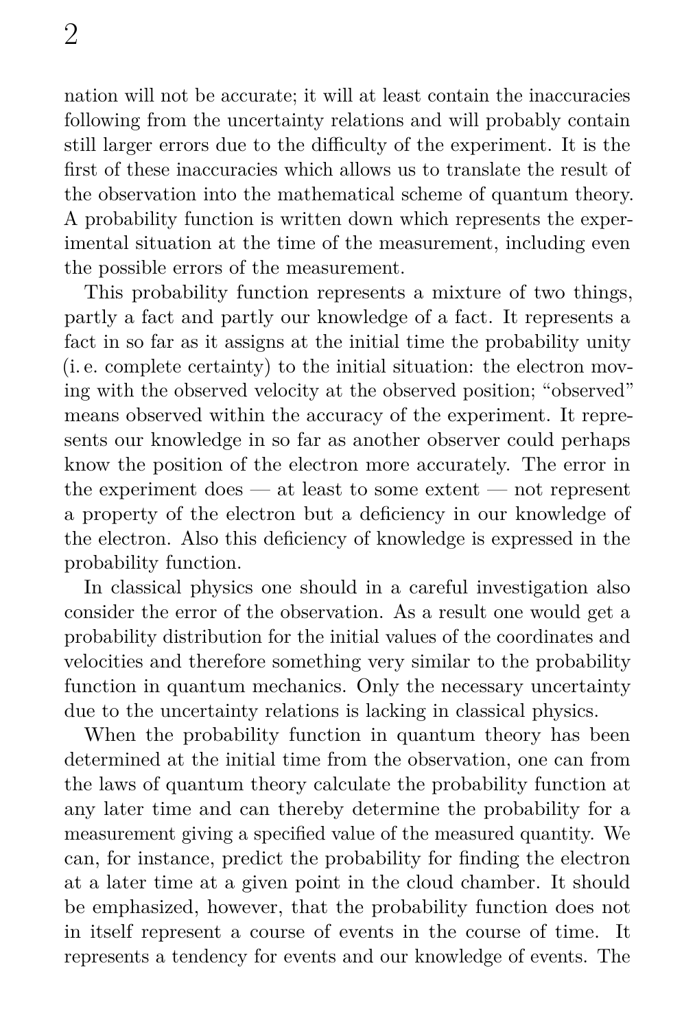nation will not be accurate; it will at least contain the inaccuracies following from the uncertainty relations and will probably contain still larger errors due to the difficulty of the experiment. It is the first of these inaccuracies which allows us to translate the result of the observation into the mathematical scheme of quantum theory. A probability function is written down which represents the experimental situation at the time of the measurement, including even the possible errors of the measurement.

This probability function represents a mixture of two things, partly a fact and partly our knowledge of a fact. It represents a fact in so far as it assigns at the initial time the probability unity (i. e. complete certainty) to the initial situation: the electron moving with the observed velocity at the observed position; "observed" means observed within the accuracy of the experiment. It represents our knowledge in so far as another observer could perhaps know the position of the electron more accurately. The error in the experiment does — at least to some extent — not represent a property of the electron but a deficiency in our knowledge of the electron. Also this deficiency of knowledge is expressed in the probability function.

In classical physics one should in a careful investigation also consider the error of the observation. As a result one would get a probability distribution for the initial values of the coordinates and velocities and therefore something very similar to the probability function in quantum mechanics. Only the necessary uncertainty due to the uncertainty relations is lacking in classical physics.

When the probability function in quantum theory has been determined at the initial time from the observation, one can from the laws of quantum theory calculate the probability function at any later time and can thereby determine the probability for a measurement giving a specified value of the measured quantity. We can, for instance, predict the probability for finding the electron at a later time at a given point in the cloud chamber. It should be emphasized, however, that the probability function does not in itself represent a course of events in the course of time. It represents a tendency for events and our knowledge of events. The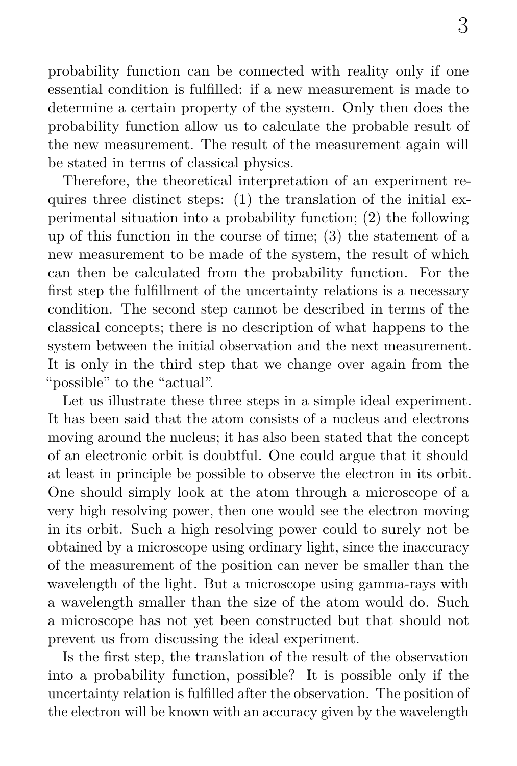probability function can be connected with reality only if one essential condition is fulfilled: if a new measurement is made to determine a certain property of the system. Only then does the probability function allow us to calculate the probable result of the new measurement. The result of the measurement again will be stated in terms of classical physics.

Therefore, the theoretical interpretation of an experiment requires three distinct steps: (1) the translation of the initial experimental situation into a probability function; (2) the following up of this function in the course of time; (3) the statement of a new measurement to be made of the system, the result of which can then be calculated from the probability function. For the first step the fulfillment of the uncertainty relations is a necessary condition. The second step cannot be described in terms of the classical concepts; there is no description of what happens to the system between the initial observation and the next measurement. It is only in the third step that we change over again from the "possible" to the "actual".

Let us illustrate these three steps in a simple ideal experiment. It has been said that the atom consists of a nucleus and electrons moving around the nucleus; it has also been stated that the concept of an electronic orbit is doubtful. One could argue that it should at least in principle be possible to observe the electron in its orbit. One should simply look at the atom through a microscope of a very high resolving power, then one would see the electron moving in its orbit. Such a high resolving power could to surely not be obtained by a microscope using ordinary light, since the inaccuracy of the measurement of the position can never be smaller than the wavelength of the light. But a microscope using gamma-rays with a wavelength smaller than the size of the atom would do. Such a microscope has not yet been constructed but that should not prevent us from discussing the ideal experiment.

Is the first step, the translation of the result of the observation into a probability function, possible? It is possible only if the uncertainty relation is fulfilled after the observation. The position of the electron will be known with an accuracy given by the wavelength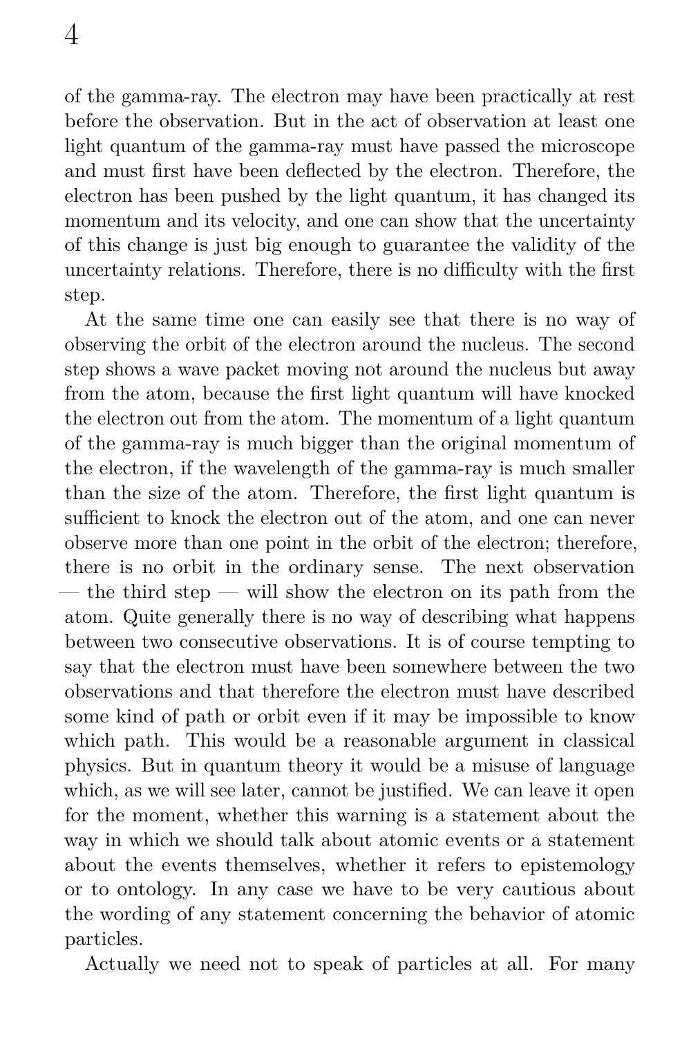of the gamma-ray. The electron may have been practically at rest before the observation. But in the act of observation at least one light quantum of the gamma-ray must have passed the microscope and must first have been deflected by the electron. Therefore, the electron has been pushed by the light quantum, it has changed its momentum and its velocity, and one can show that the uncertainty of this change is just big enough to guarantee the validity of the uncertainty relations. Therefore, there is no difficulty with the first step.

At the same time one can easily see that there is no way of observing the orbit of the electron around the nucleus. The second step shows a wave packet moving not around the nucleus but away from the atom, because the first light quantum will have knocked the electron out from the atom. The momentum of a light quantum of the gamma-ray is much bigger than the original momentum of the electron, if the wavelength of the gamma-ray is much smaller than the size of the atom. Therefore, the first light quantum is sufficient to knock the electron out of the atom, and one can never observe more than one point in the orbit of the electron; therefore, there is no orbit in the ordinary sense. The next observation — the third step — will show the electron on its path from the atom. Quite generally there is no way of describing what happens between two consecutive observations. It is of course tempting to say that the electron must have been somewhere between the two observations and that therefore the electron must have described some kind of path or orbit even if it may be impossible to know which path. This would be a reasonable argument in classical physics. But in quantum theory it would be a misuse of language which, as we will see later, cannot be justified. We can leave it open for the moment, whether this warning is a statement about the way in which we should talk about atomic events or a statement about the events themselves, whether it refers to epistemology or to ontology. In any case we have to be very cautious about the wording of any statement concerning the behavior of atomic particles.

Actually we need not to speak of particles at all. For many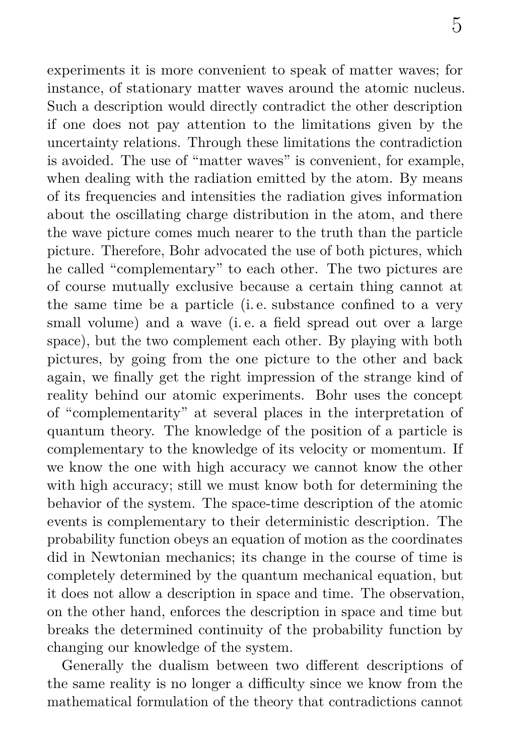experiments it is more convenient to speak of matter waves; for instance, of stationary matter waves around the atomic nucleus. Such a description would directly contradict the other description if one does not pay attention to the limitations given by the uncertainty relations. Through these limitations the contradiction is avoided. The use of "matter waves" is convenient, for example, when dealing with the radiation emitted by the atom. By means of its frequencies and intensities the radiation gives information about the oscillating charge distribution in the atom, and there the wave picture comes much nearer to the truth than the particle picture. Therefore, Bohr advocated the use of both pictures, which he called "complementary" to each other. The two pictures are of course mutually exclusive because a certain thing cannot at the same time be a particle (i. e. substance confined to a very small volume) and a wave (i. e. a field spread out over a large space), but the two complement each other. By playing with both pictures, by going from the one picture to the other and back again, we finally get the right impression of the strange kind of reality behind our atomic experiments. Bohr uses the concept of "complementarity" at several places in the interpretation of quantum theory. The knowledge of the position of a particle is complementary to the knowledge of its velocity or momentum. If we know the one with high accuracy we cannot know the other with high accuracy; still we must know both for determining the behavior of the system. The space-time description of the atomic events is complementary to their deterministic description. The probability function obeys an equation of motion as the coordinates did in Newtonian mechanics; its change in the course of time is completely determined by the quantum mechanical equation, but it does not allow a description in space and time. The observation, on the other hand, enforces the description in space and time but breaks the determined continuity of the probability function by changing our knowledge of the system.

Generally the dualism between two different descriptions of the same reality is no longer a difficulty since we know from the mathematical formulation of the theory that contradictions cannot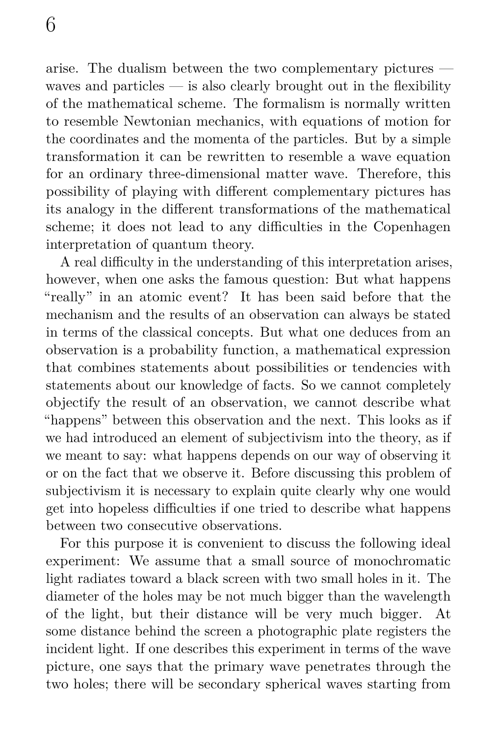arise. The dualism between the two complementary pictures — waves and particles — is also clearly brought out in the flexibility of the mathematical scheme. The formalism is normally written to resemble Newtonian mechanics, with equations of motion for the coordinates and the momenta of the particles. But by a simple transformation it can be rewritten to resemble a wave equation for an ordinary three-dimensional matter wave. Therefore, this possibility of playing with different complementary pictures has its analogy in the different transformations of the mathematical scheme; it does not lead to any difficulties in the Copenhagen interpretation of quantum theory.

A real difficulty in the understanding of this interpretation arises, however, when one asks the famous question: But what happens "really" in an atomic event? It has been said before that the mechanism and the results of an observation can always be stated in terms of the classical concepts. But what one deduces from an observation is a probability function, a mathematical expression that combines statements about possibilities or tendencies with statements about our knowledge of facts. So we cannot completely objectify the result of an observation, we cannot describe what "happens" between this observation and the next. This looks as if we had introduced an element of subjectivism into the theory, as if we meant to say: what happens depends on our way of observing it or on the fact that we observe it. Before discussing this problem of subjectivism it is necessary to explain quite clearly why one would get into hopeless difficulties if one tried to describe what happens between two consecutive observations.

For this purpose it is convenient to discuss the following ideal experiment: We assume that a small source of monochromatic light radiates toward a black screen with two small holes in it. The diameter of the holes may be not much bigger than the wavelength of the light, but their distance will be very much bigger. At some distance behind the screen a photographic plate registers the incident light. If one describes this experiment in terms of the wave picture, one says that the primary wave penetrates through the two holes; there will be secondary spherical waves starting from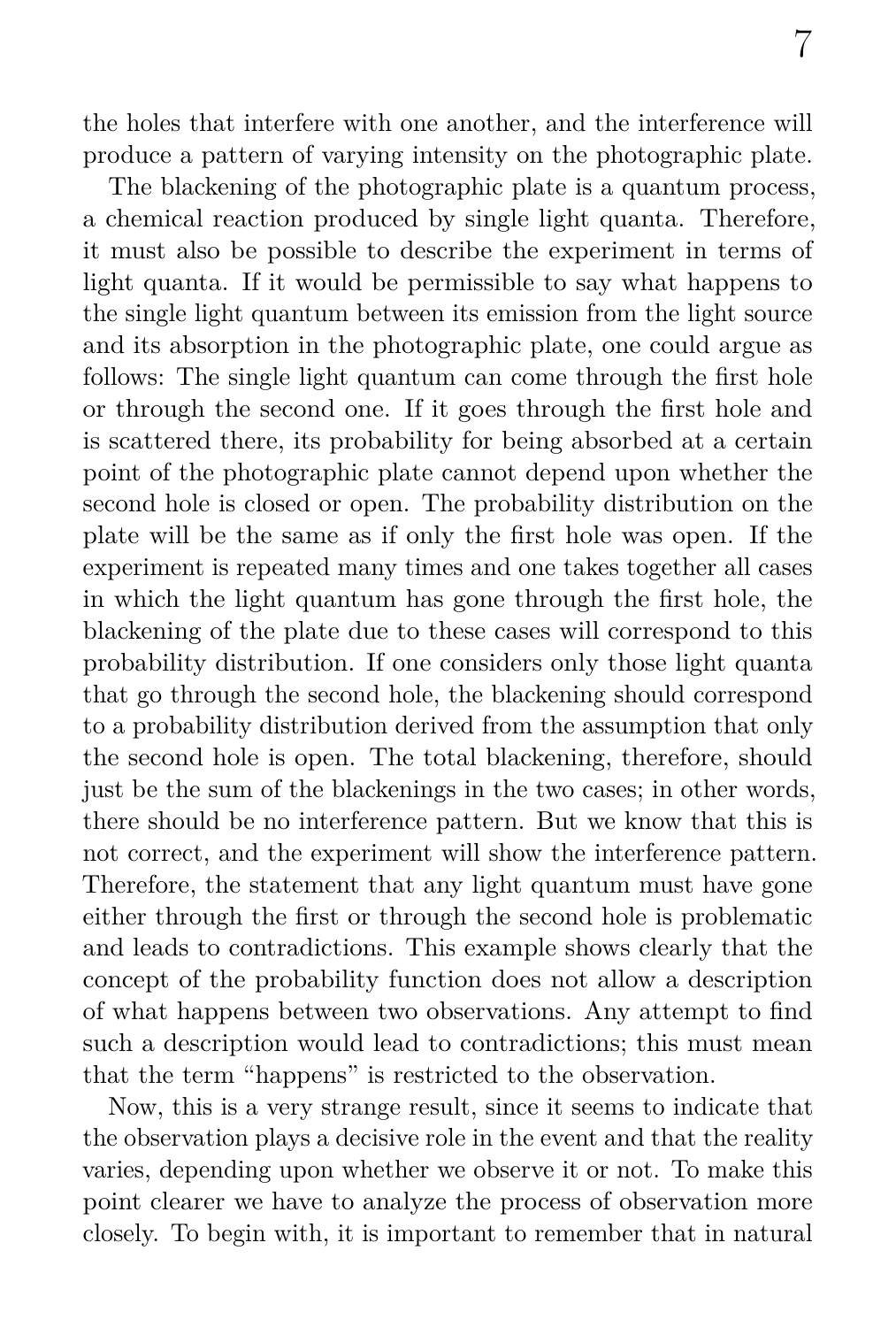the holes that interfere with one another, and the interference will produce a pattern of varying intensity on the photographic plate.

The blackening of the photographic plate is a quantum process, a chemical reaction produced by single light quanta. Therefore, it must also be possible to describe the experiment in terms of light quanta. If it would be permissible to say what happens to the single light quantum between its emission from the light source and its absorption in the photographic plate, one could argue as follows: The single light quantum can come through the first hole or through the second one. If it goes through the first hole and is scattered there, its probability for being absorbed at a certain point of the photographic plate cannot depend upon whether the second hole is closed or open. The probability distribution on the plate will be the same as if only the first hole was open. If the experiment is repeated many times and one takes together all cases in which the light quantum has gone through the first hole, the blackening of the plate due to these cases will correspond to this probability distribution. If one considers only those light quanta that go through the second hole, the blackening should correspond to a probability distribution derived from the assumption that only the second hole is open. The total blackening, therefore, should just be the sum of the blackenings in the two cases; in other words, there should be no interference pattern. But we know that this is not correct, and the experiment will show the interference pattern. Therefore, the statement that any light quantum must have gone either through the first or through the second hole is problematic and leads to contradictions. This example shows clearly that the concept of the probability function does not allow a description of what happens between two observations. Any attempt to find such a description would lead to contradictions; this must mean that the term "happens" is restricted to the observation.

Now, this is a very strange result, since it seems to indicate that the observation plays a decisive role in the event and that the reality varies, depending upon whether we observe it or not. To make this point clearer we have to analyze the process of observation more closely. To begin with, it is important to remember that in natural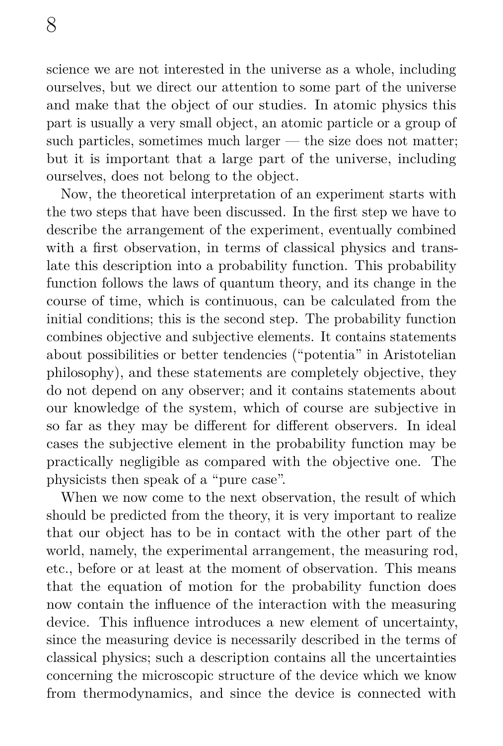science we are not interested in the universe as a whole, including ourselves, but we direct our attention to some part of the universe and make that the object of our studies. In atomic physics this part is usually a very small object, an atomic particle or a group of such particles, sometimes much larger — the size does not matter; but it is important that a large part of the universe, including ourselves, does not belong to the object.

Now, the theoretical interpretation of an experiment starts with the two steps that have been discussed. In the first step we have to describe the arrangement of the experiment, eventually combined with a first observation, in terms of classical physics and translate this description into a probability function. This probability function follows the laws of quantum theory, and its change in the course of time, which is continuous, can be calculated from the initial conditions; this is the second step. The probability function combines objective and subjective elements. It contains statements about possibilities or better tendencies ("potentia" in Aristotelian philosophy), and these statements are completely objective, they do not depend on any observer; and it contains statements about our knowledge of the system, which of course are subjective in so far as they may be different for different observers. In ideal cases the subjective element in the probability function may be practically negligible as compared with the objective one. The physicists then speak of a "pure case".

When we now come to the next observation, the result of which should be predicted from the theory, it is very important to realize that our object has to be in contact with the other part of the world, namely, the experimental arrangement, the measuring rod, etc., before or at least at the moment of observation. This means that the equation of motion for the probability function does now contain the influence of the interaction with the measuring device. This influence introduces a new element of uncertainty, since the measuring device is necessarily described in the terms of classical physics; such a description contains all the uncertainties concerning the microscopic structure of the device which we know from thermodynamics, and since the device is connected with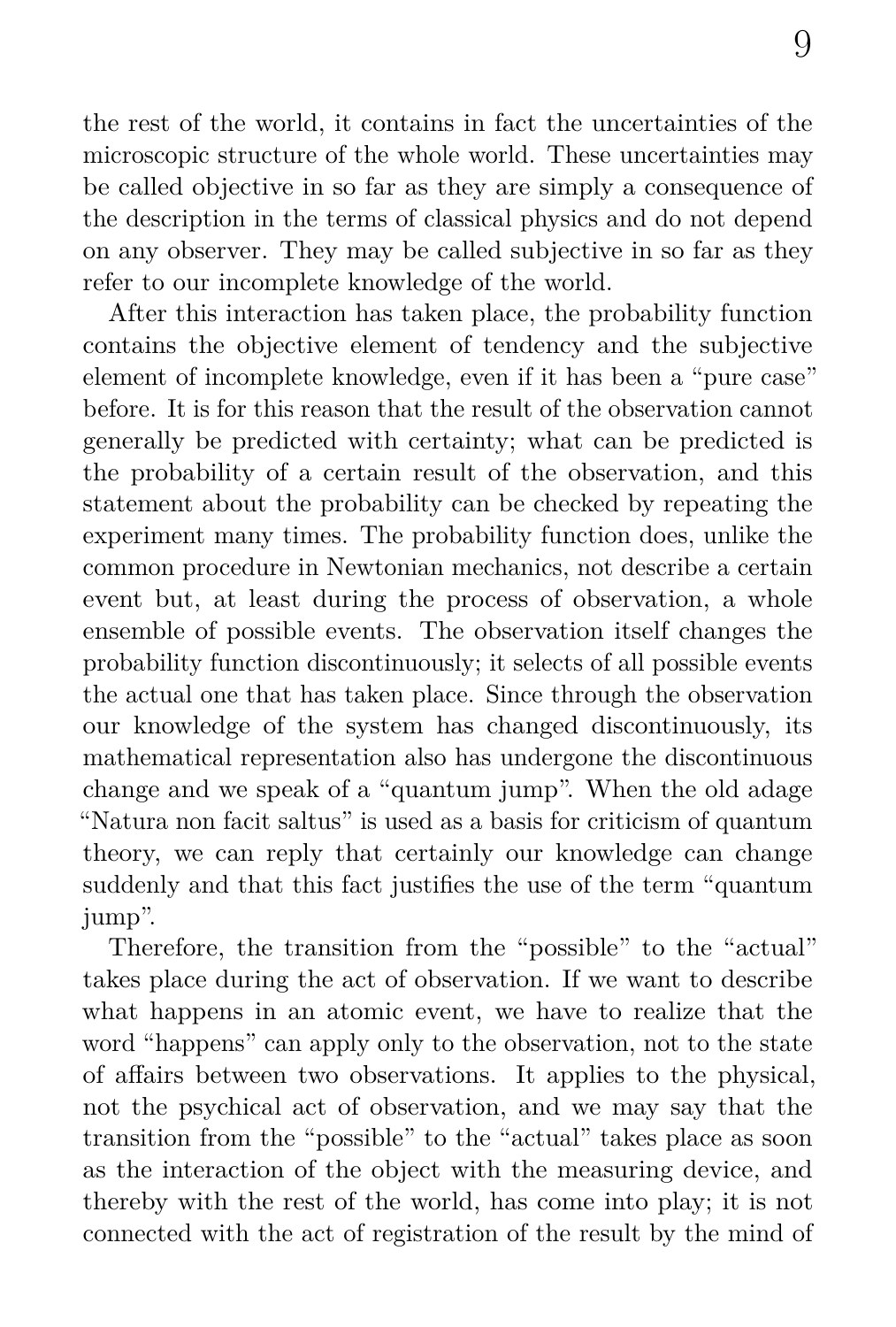the rest of the world, it contains in fact the uncertainties of the microscopic structure of the whole world. These uncertainties may be called objective in so far as they are simply a consequence of the description in the terms of classical physics and do not depend on any observer. They may be called subjective in so far as they refer to our incomplete knowledge of the world.

After this interaction has taken place, the probability function contains the objective element of tendency and the subjective element of incomplete knowledge, even if it has been a "pure case" before. It is for this reason that the result of the observation cannot generally be predicted with certainty; what can be predicted is the probability of a certain result of the observation, and this statement about the probability can be checked by repeating the experiment many times. The probability function does, unlike the common procedure in Newtonian mechanics, not describe a certain event but, at least during the process of observation, a whole ensemble of possible events. The observation itself changes the probability function discontinuously; it selects of all possible events the actual one that has taken place. Since through the observation our knowledge of the system has changed discontinuously, its mathematical representation also has undergone the discontinuous change and we speak of a "quantum jump". When the old adage "Natura non facit saltus" is used as a basis for criticism of quantum theory, we can reply that certainly our knowledge can change suddenly and that this fact justifies the use of the term "quantum jump".

Therefore, the transition from the "possible" to the "actual" takes place during the act of observation. If we want to describe what happens in an atomic event, we have to realize that the word "happens" can apply only to the observation, not to the state of affairs between two observations. It applies to the physical, not the psychical act of observation, and we may say that the transition from the "possible" to the "actual" takes place as soon as the interaction of the object with the measuring device, and thereby with the rest of the world, has come into play; it is not connected with the act of registration of the result by the mind of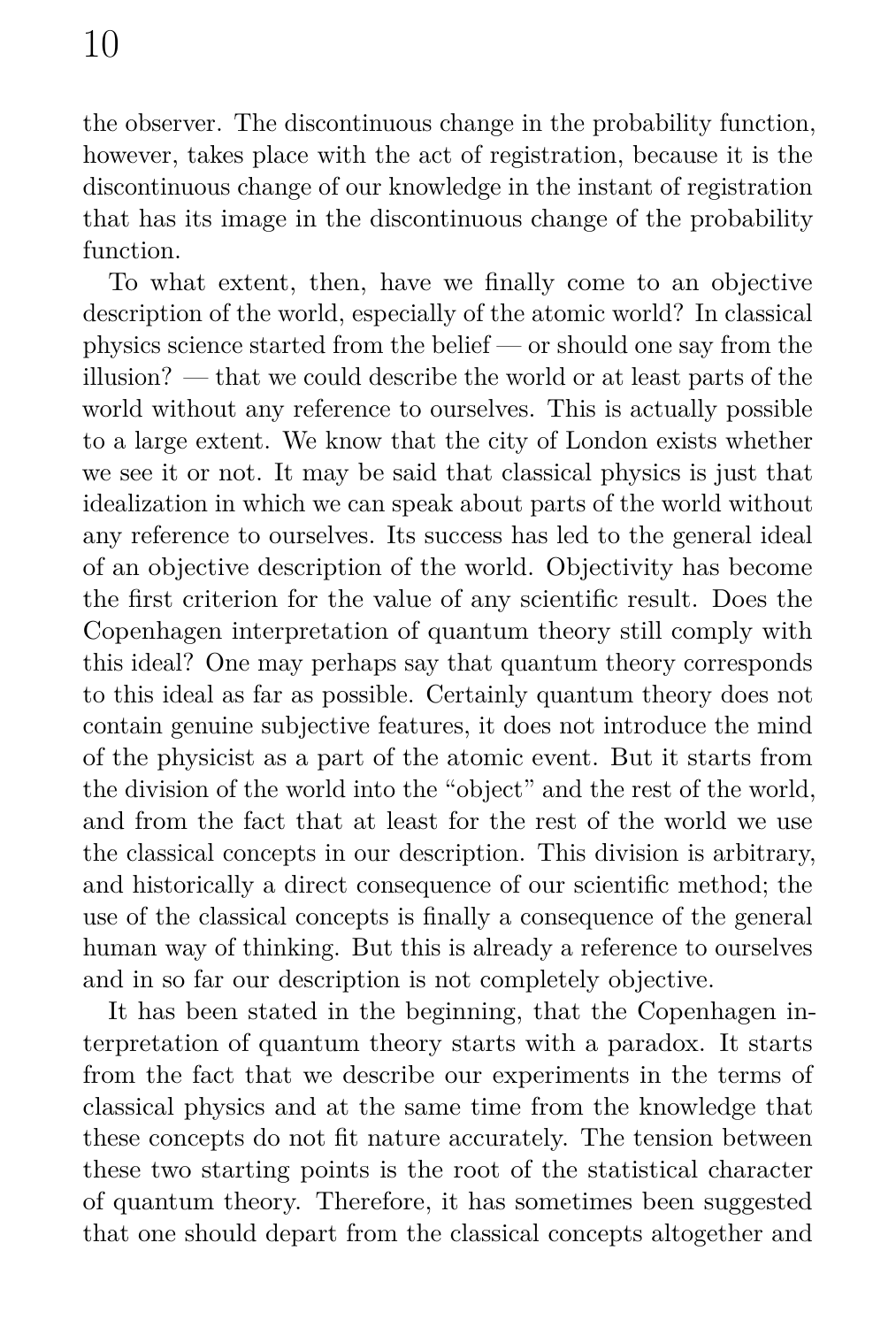the observer. The discontinuous change in the probability function, however, takes place with the act of registration, because it is the discontinuous change of our knowledge in the instant of registration that has its image in the discontinuous change of the probability function.

To what extent, then, have we finally come to an objective description of the world, especially of the atomic world? In classical physics science started from the belief — or should one say from the illusion? — that we could describe the world or at least parts of the world without any reference to ourselves. This is actually possible to a large extent. We know that the city of London exists whether we see it or not. It may be said that classical physics is just that idealization in which we can speak about parts of the world without any reference to ourselves. Its success has led to the general ideal of an objective description of the world. Objectivity has become the first criterion for the value of any scientific result. Does the Copenhagen interpretation of quantum theory still comply with this ideal? One may perhaps say that quantum theory corresponds to this ideal as far as possible. Certainly quantum theory does not contain genuine subjective features, it does not introduce the mind of the physicist as a part of the atomic event. But it starts from the division of the world into the "object" and the rest of the world, and from the fact that at least for the rest of the world we use the classical concepts in our description. This division is arbitrary, and historically a direct consequence of our scientific method; the use of the classical concepts is finally a consequence of the general human way of thinking. But this is already a reference to ourselves and in so far our description is not completely objective.

It has been stated in the beginning, that the Copenhagen interpretation of quantum theory starts with a paradox. It starts from the fact that we describe our experiments in the terms of classical physics and at the same time from the knowledge that these concepts do not fit nature accurately. The tension between these two starting points is the root of the statistical character of quantum theory. Therefore, it has sometimes been suggested that one should depart from the classical concepts altogether and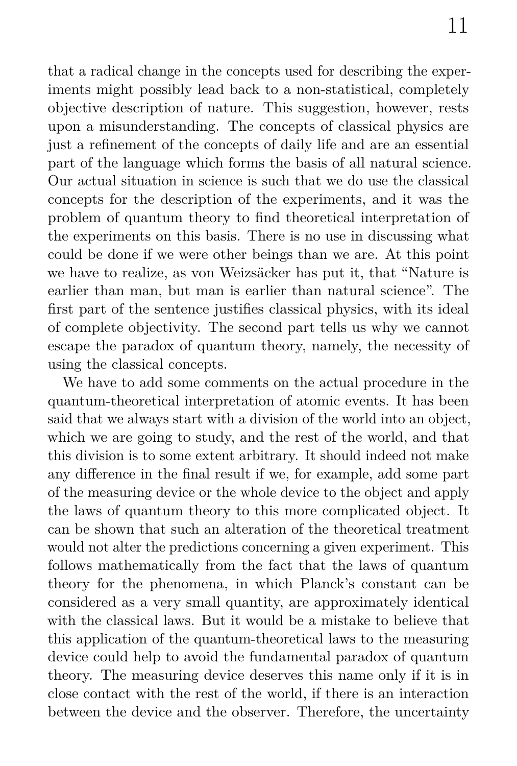that a radical change in the concepts used for describing the experiments might possibly lead back to a non-statistical, completely objective description of nature. This suggestion, however, rests upon a misunderstanding. The concepts of classical physics are just a refinement of the concepts of daily life and are an essential part of the language which forms the basis of all natural science. Our actual situation in science is such that we do use the classical concepts for the description of the experiments, and it was the problem of quantum theory to find theoretical interpretation of the experiments on this basis. There is no use in discussing what could be done if we were other beings than we are. At this point we have to realize, as von Weizsäcker has put it, that "Nature is earlier than man, but man is earlier than natural science". The first part of the sentence justifies classical physics, with its ideal of complete objectivity. The second part tells us why we cannot escape the paradox of quantum theory, namely, the necessity of using the classical concepts.

We have to add some comments on the actual procedure in the quantum-theoretical interpretation of atomic events. It has been said that we always start with a division of the world into an object, which we are going to study, and the rest of the world, and that this division is to some extent arbitrary. It should indeed not make any difference in the final result if we, for example, add some part of the measuring device or the whole device to the object and apply the laws of quantum theory to this more complicated object. It can be shown that such an alteration of the theoretical treatment would not alter the predictions concerning a given experiment. This follows mathematically from the fact that the laws of quantum theory for the phenomena, in which Planck's constant can be considered as a very small quantity, are approximately identical with the classical laws. But it would be a mistake to believe that this application of the quantum-theoretical laws to the measuring device could help to avoid the fundamental paradox of quantum theory. The measuring device deserves this name only if it is in close contact with the rest of the world, if there is an interaction between the device and the observer. Therefore, the uncertainty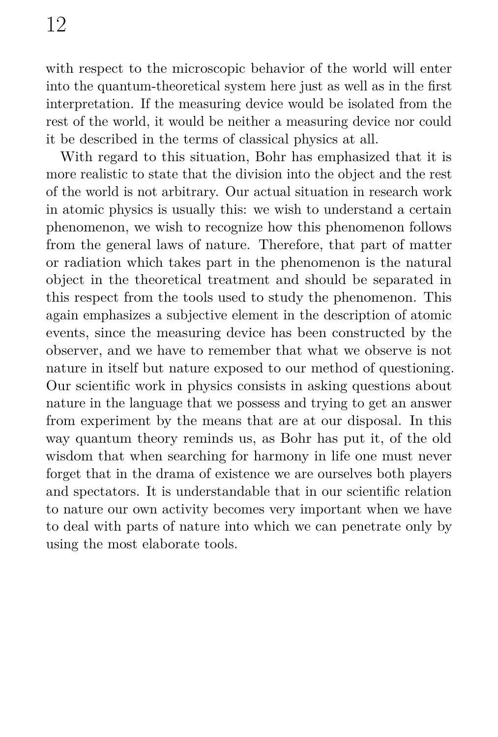with respect to the microscopic behavior of the world will enter into the quantum-theoretical system here just as well as in the first interpretation. If the measuring device would be isolated from the rest of the world, it would be neither a measuring device nor could it be described in the terms of classical physics at all.

With regard to this situation, Bohr has emphasized that it is more realistic to state that the division into the object and the rest of the world is not arbitrary. Our actual situation in research work in atomic physics is usually this: we wish to understand a certain phenomenon, we wish to recognize how this phenomenon follows from the general laws of nature. Therefore, that part of matter or radiation which takes part in the phenomenon is the natural object in the theoretical treatment and should be separated in this respect from the tools used to study the phenomenon. This again emphasizes a subjective element in the description of atomic events, since the measuring device has been constructed by the observer, and we have to remember that what we observe is not nature in itself but nature exposed to our method of questioning. Our scientific work in physics consists in asking questions about nature in the language that we possess and trying to get an answer from experiment by the means that are at our disposal. In this way quantum theory reminds us, as Bohr has put it, of the old wisdom that when searching for harmony in life one must never forget that in the drama of existence we are ourselves both players and spectators. It is understandable that in our scientific relation to nature our own activity becomes very important when we have to deal with parts of nature into which we can penetrate only by using the most elaborate tools.